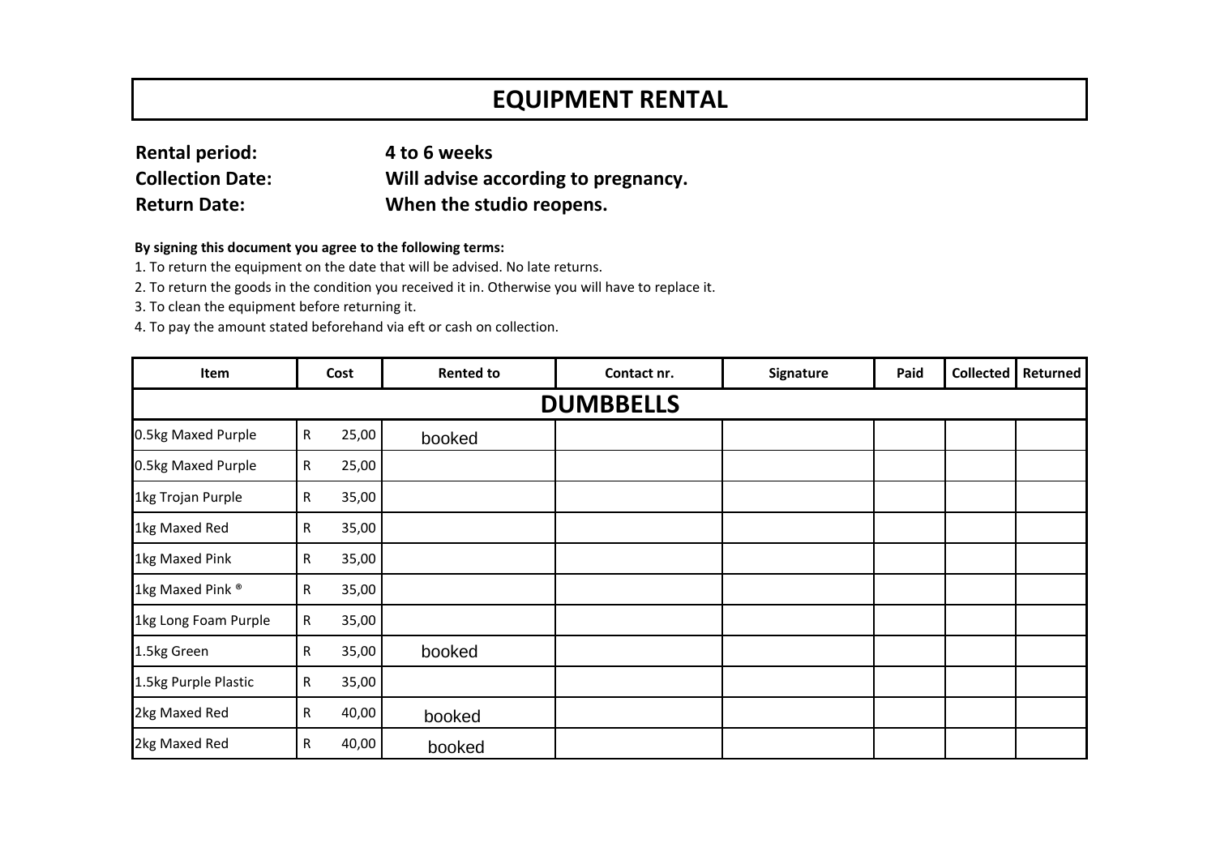# EQUIPMENT RENTAL

**Rental period:** 4 to 6 weeks
**Collection Date:** Will advise according to pregnancy.
**Return Date:** When the studio reopens.

**By signing this document you agree to the following terms:**

1. To return the equipment on the date that will be advised. No late returns.
2. To return the goods in the condition you received it in. Otherwise you will have to replace it.
3. To clean the equipment before returning it.
4. To pay the amount stated beforehand via eft or cash on collection.

| Item | Cost | Rented to | Contact nr. | Signature | Paid | Collected | Returned |
|---|---|---|---|---|---|---|---|
| **DUMBBELLS** | | | | | | | |
| 0.5kg Maxed Purple | R 25,00 | booked | | | | | |
| 0.5kg Maxed Purple | R 25,00 | | | | | | |
| 1kg Trojan Purple | R 35,00 | | | | | | |
| 1kg Maxed Red | R 35,00 | | | | | | |
| 1kg Maxed Pink | R 35,00 | | | | | | |
| 1kg Maxed Pink ® | R 35,00 | | | | | | |
| 1kg Long Foam Purple | R 35,00 | | | | | | |
| 1.5kg Green | R 35,00 | booked | | | | | |
| 1.5kg Purple Plastic | R 35,00 | | | | | | |
| 2kg Maxed Red | R 40,00 | booked | | | | | |
| 2kg Maxed Red | R 40,00 | booked | | | | | |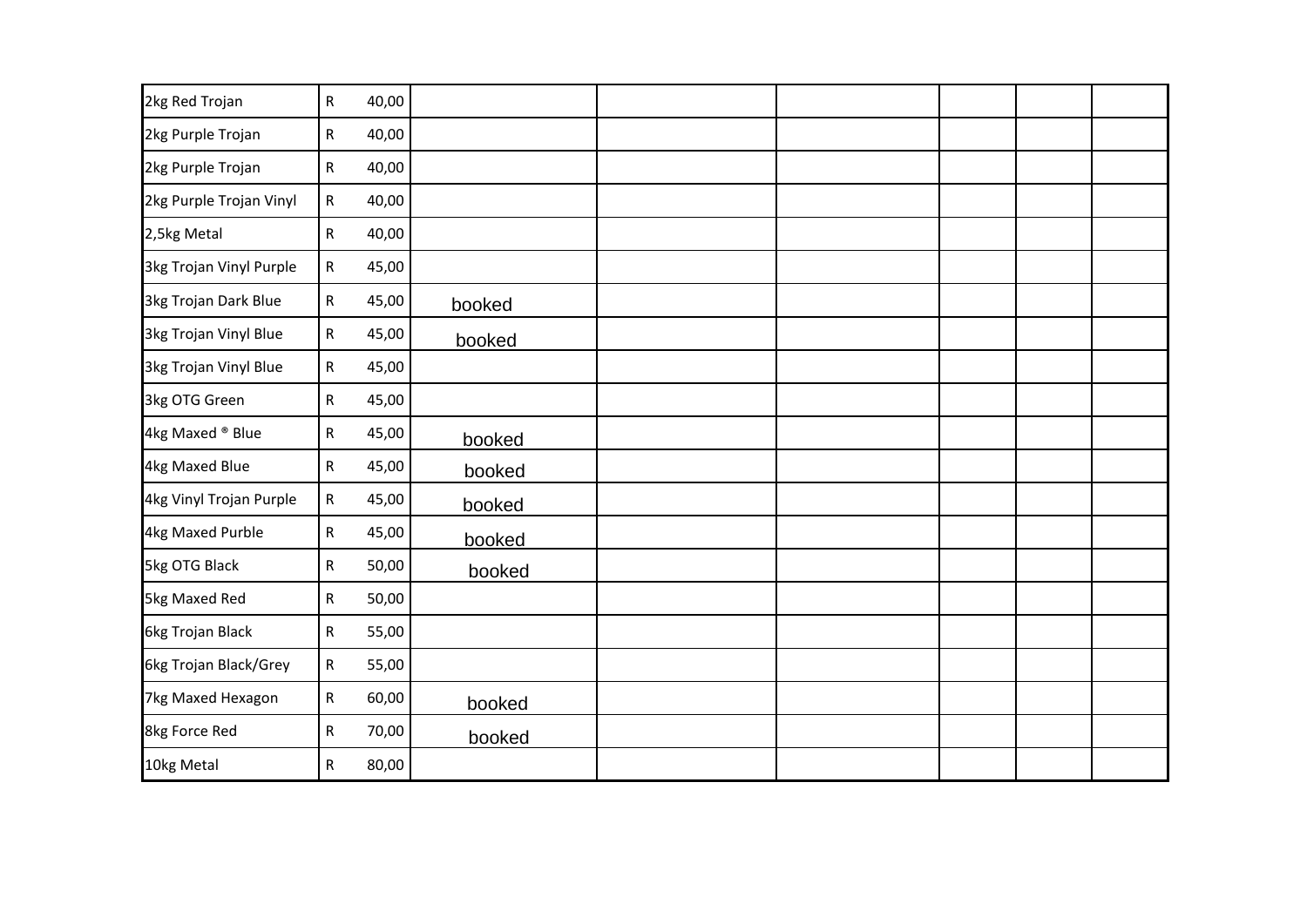| | | | | | | | | |
|---|---|---|---|---|---|---|---|---|
| 2kg Red Trojan | R 40,00 | | | | | | | |
| 2kg Purple Trojan | R 40,00 | | | | | | | |
| 2kg Purple Trojan | R 40,00 | | | | | | | |
| 2kg Purple Trojan Vinyl | R 40,00 | | | | | | | |
| 2,5kg Metal | R 40,00 | | | | | | | |
| 3kg Trojan Vinyl Purple | R 45,00 | | | | | | | |
| 3kg Trojan Dark Blue | R 45,00 | booked | | | | | | |
| 3kg Trojan Vinyl Blue | R 45,00 | booked | | | | | | |
| 3kg Trojan Vinyl Blue | R 45,00 | | | | | | | |
| 3kg OTG Green | R 45,00 | | | | | | | |
| 4kg Maxed ® Blue | R 45,00 | booked | | | | | | |
| 4kg Maxed Blue | R 45,00 | booked | | | | | | |
| 4kg Vinyl Trojan Purple | R 45,00 | booked | | | | | | |
| 4kg Maxed Purble | R 45,00 | booked | | | | | | |
| 5kg OTG Black | R 50,00 | booked | | | | | | |
| 5kg Maxed Red | R 50,00 | | | | | | | |
| 6kg Trojan Black | R 55,00 | | | | | | | |
| 6kg Trojan Black/Grey | R 55,00 | | | | | | | |
| 7kg Maxed Hexagon | R 60,00 | booked | | | | | | |
| 8kg Force Red | R 70,00 | booked | | | | | | |
| 10kg Metal | R 80,00 | | | | | | | |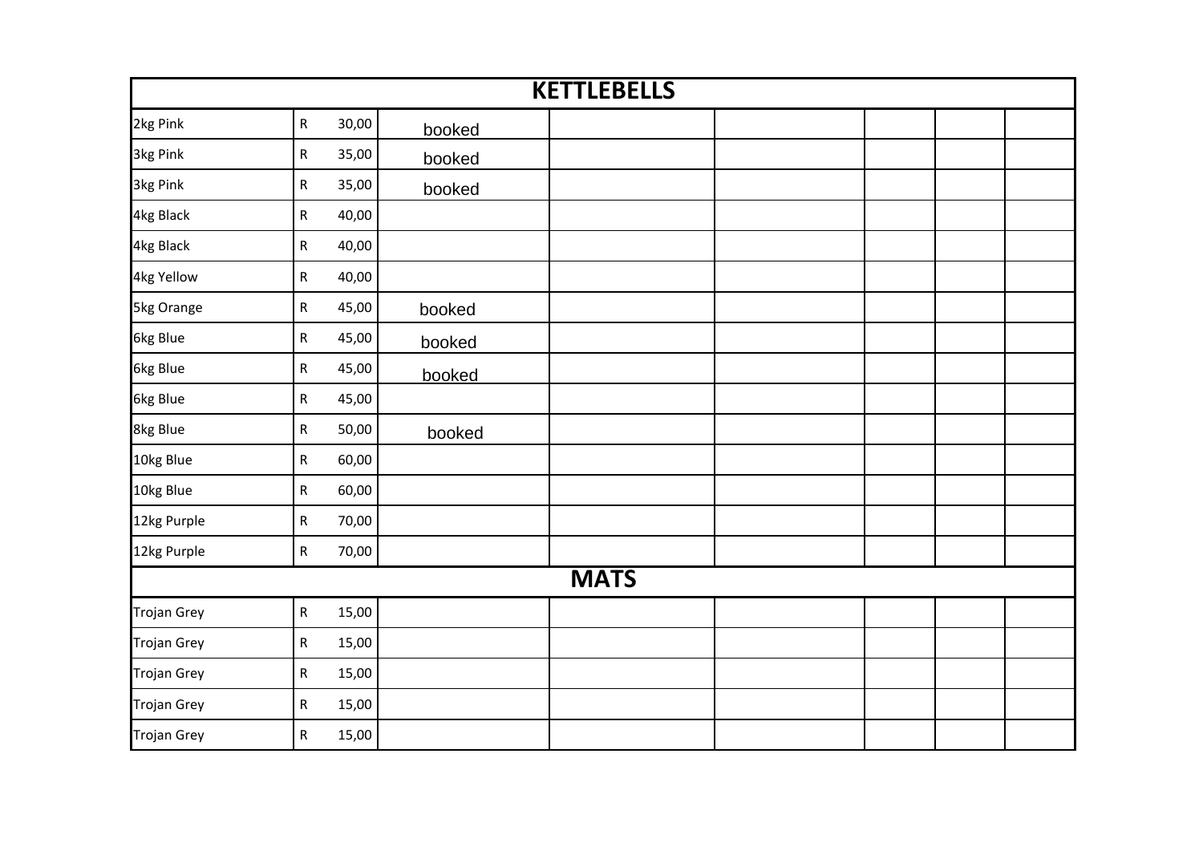| KETTLEBELLS | | | | | | | | |
|---|---|---|---|---|---|---|---|---|
| 2kg Pink | R | 30,00 | booked | | | | | |
| 3kg Pink | R | 35,00 | booked | | | | | |
| 3kg Pink | R | 35,00 | booked | | | | | |
| 4kg Black | R | 40,00 | | | | | | |
| 4kg Black | R | 40,00 | | | | | | |
| 4kg Yellow | R | 40,00 | | | | | | |
| 5kg Orange | R | 45,00 | booked | | | | | |
| 6kg Blue | R | 45,00 | booked | | | | | |
| 6kg Blue | R | 45,00 | booked | | | | | |
| 6kg Blue | R | 45,00 | | | | | | |
| 8kg Blue | R | 50,00 | booked | | | | | |
| 10kg Blue | R | 60,00 | | | | | | |
| 10kg Blue | R | 60,00 | | | | | | |
| 12kg Purple | R | 70,00 | | | | | | |
| 12kg Purple | R | 70,00 | | | | | | |
| **MATS** | | | | | | | | |
| Trojan Grey | R | 15,00 | | | | | | |
| Trojan Grey | R | 15,00 | | | | | | |
| Trojan Grey | R | 15,00 | | | | | | |
| Trojan Grey | R | 15,00 | | | | | | |
| Trojan Grey | R | 15,00 | | | | | | |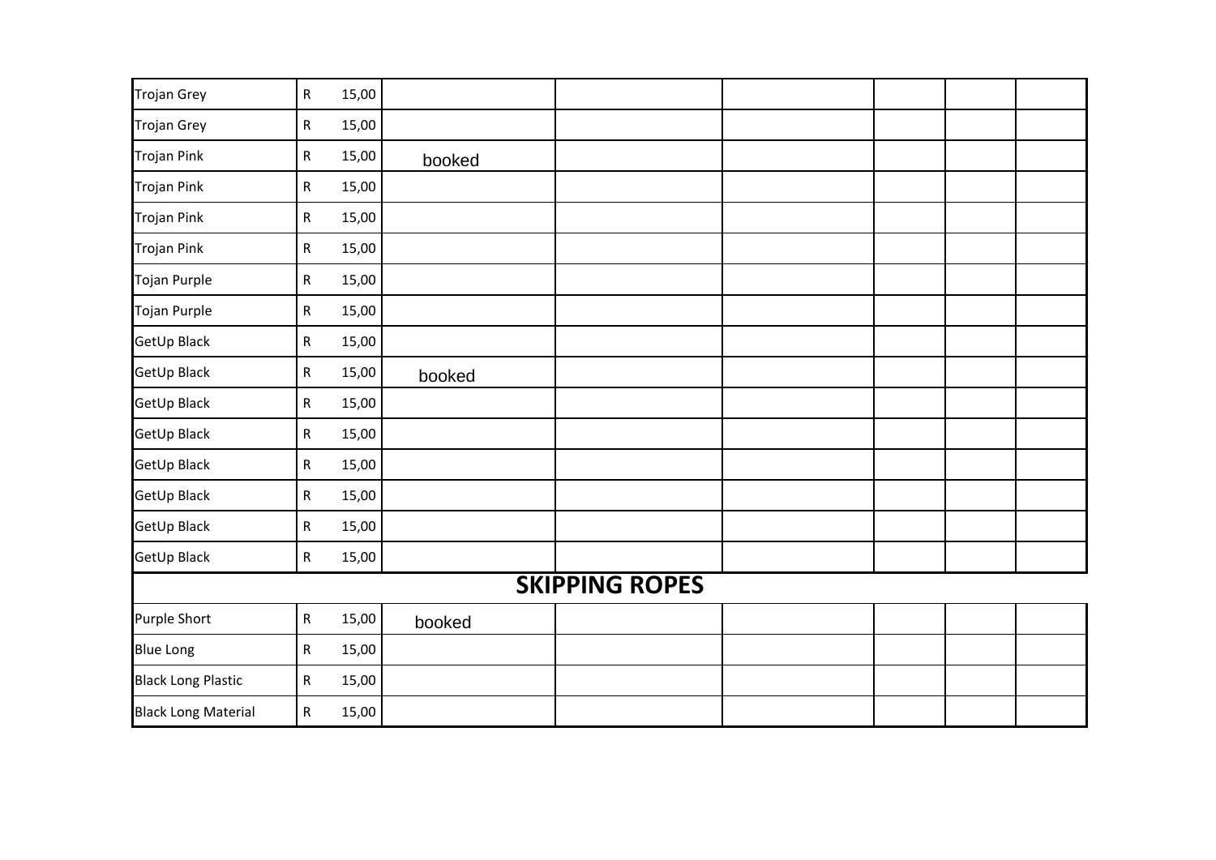| | | | | | | | | |
|---|---|---|---|---|---|---|---|---|
| Trojan Grey | R | 15,00 | | | | | | |
| Trojan Grey | R | 15,00 | | | | | | |
| Trojan Pink | R | 15,00 | booked | | | | | |
| Trojan Pink | R | 15,00 | | | | | | |
| Trojan Pink | R | 15,00 | | | | | | |
| Trojan Pink | R | 15,00 | | | | | | |
| Tojan Purple | R | 15,00 | | | | | | |
| Tojan Purple | R | 15,00 | | | | | | |
| GetUp Black | R | 15,00 | | | | | | |
| GetUp Black | R | 15,00 | booked | | | | | |
| GetUp Black | R | 15,00 | | | | | | |
| GetUp Black | R | 15,00 | | | | | | |
| GetUp Black | R | 15,00 | | | | | | |
| GetUp Black | R | 15,00 | | | | | | |
| GetUp Black | R | 15,00 | | | | | | |
| GetUp Black | R | 15,00 | | | | | | |
| **SKIPPING ROPES** | | | | | | | | |
| Purple Short | R | 15,00 | booked | | | | | |
| Blue Long | R | 15,00 | | | | | | |
| Black Long Plastic | R | 15,00 | | | | | | |
| Black Long Material | R | 15,00 | | | | | | |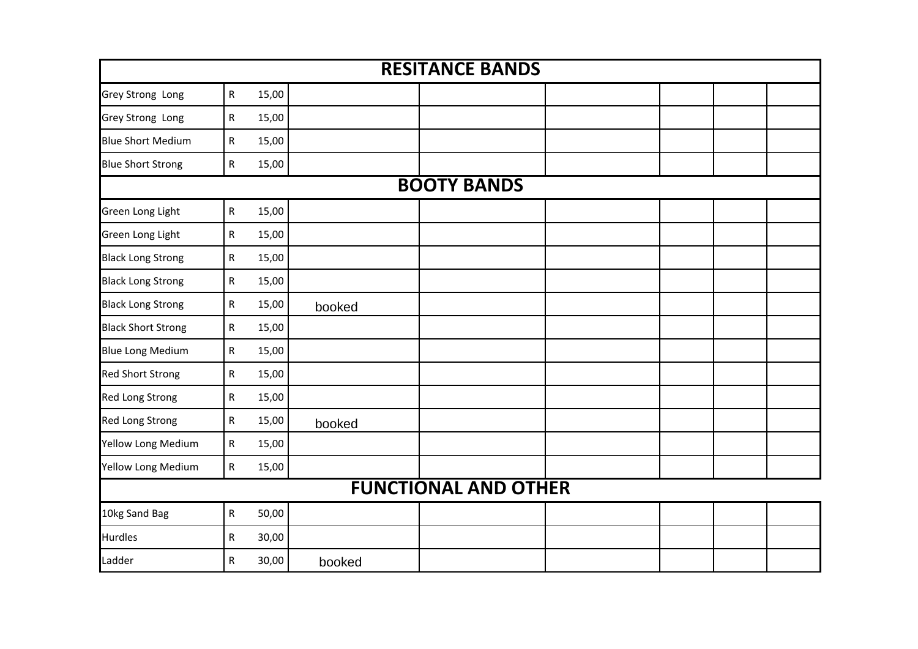| RESITANCE BANDS | | | | | | | | |
|---|---|---|---|---|---|---|---|---|
| Grey Strong Long | R | 15,00 | | | | | | |
| Grey Strong Long | R | 15,00 | | | | | | |
| Blue Short Medium | R | 15,00 | | | | | | |
| Blue Short Strong | R | 15,00 | | | | | | |
| **BOOTY BANDS** | | | | | | | | |
| Green Long Light | R | 15,00 | | | | | | |
| Green Long Light | R | 15,00 | | | | | | |
| Black Long Strong | R | 15,00 | | | | | | |
| Black Long Strong | R | 15,00 | | | | | | |
| Black Long Strong | R | 15,00 | booked | | | | | |
| Black Short Strong | R | 15,00 | | | | | | |
| Blue Long Medium | R | 15,00 | | | | | | |
| Red Short Strong | R | 15,00 | | | | | | |
| Red Long Strong | R | 15,00 | | | | | | |
| Red Long Strong | R | 15,00 | booked | | | | | |
| Yellow Long Medium | R | 15,00 | | | | | | |
| Yellow Long Medium | R | 15,00 | | | | | | |
| **FUNCTIONAL AND OTHER** | | | | | | | | |
| 10kg Sand Bag | R | 50,00 | | | | | | |
| Hurdles | R | 30,00 | | | | | | |
| Ladder | R | 30,00 | booked | | | | | |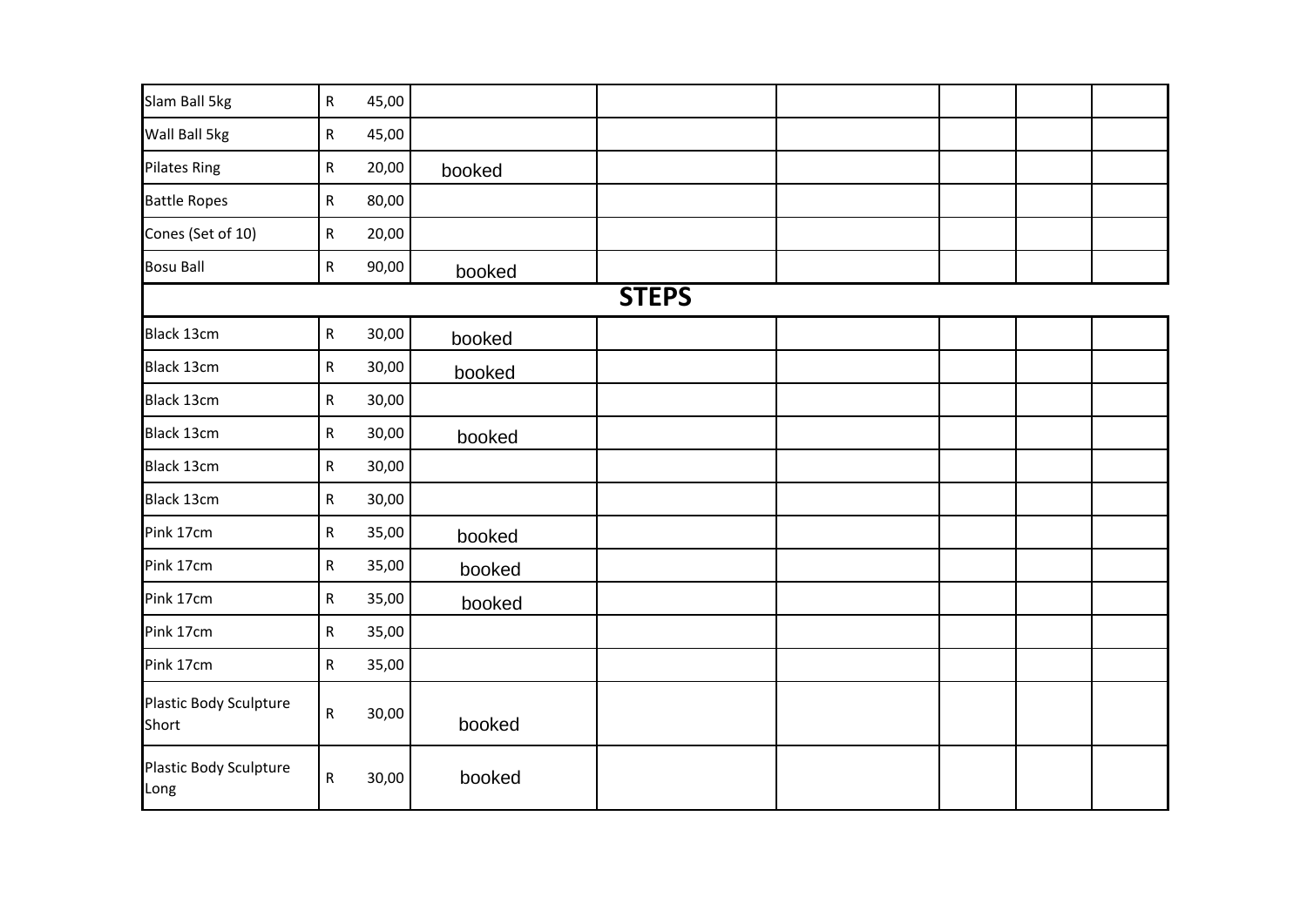| | | | | | | | |
|---|---|---|---|---|---|---|---|
| Slam Ball 5kg | R 45,00 | | | | | | |
| Wall Ball 5kg | R 45,00 | | | | | | |
| Pilates Ring | R 20,00 | booked | | | | | |
| Battle Ropes | R 80,00 | | | | | | |
| Cones (Set of 10) | R 20,00 | | | | | | |
| Bosu Ball | R 90,00 | booked | | | | | |
| **STEPS** | | | | | | | |
| Black 13cm | R 30,00 | booked | | | | | |
| Black 13cm | R 30,00 | booked | | | | | |
| Black 13cm | R 30,00 | | | | | | |
| Black 13cm | R 30,00 | booked | | | | | |
| Black 13cm | R 30,00 | | | | | | |
| Black 13cm | R 30,00 | | | | | | |
| Pink 17cm | R 35,00 | booked | | | | | |
| Pink 17cm | R 35,00 | booked | | | | | |
| Pink 17cm | R 35,00 | booked | | | | | |
| Pink 17cm | R 35,00 | | | | | | |
| Pink 17cm | R 35,00 | | | | | | |
| Plastic Body Sculpture Short | R 30,00 | booked | | | | | |
| Plastic Body Sculpture Long | R 30,00 | booked | | | | | |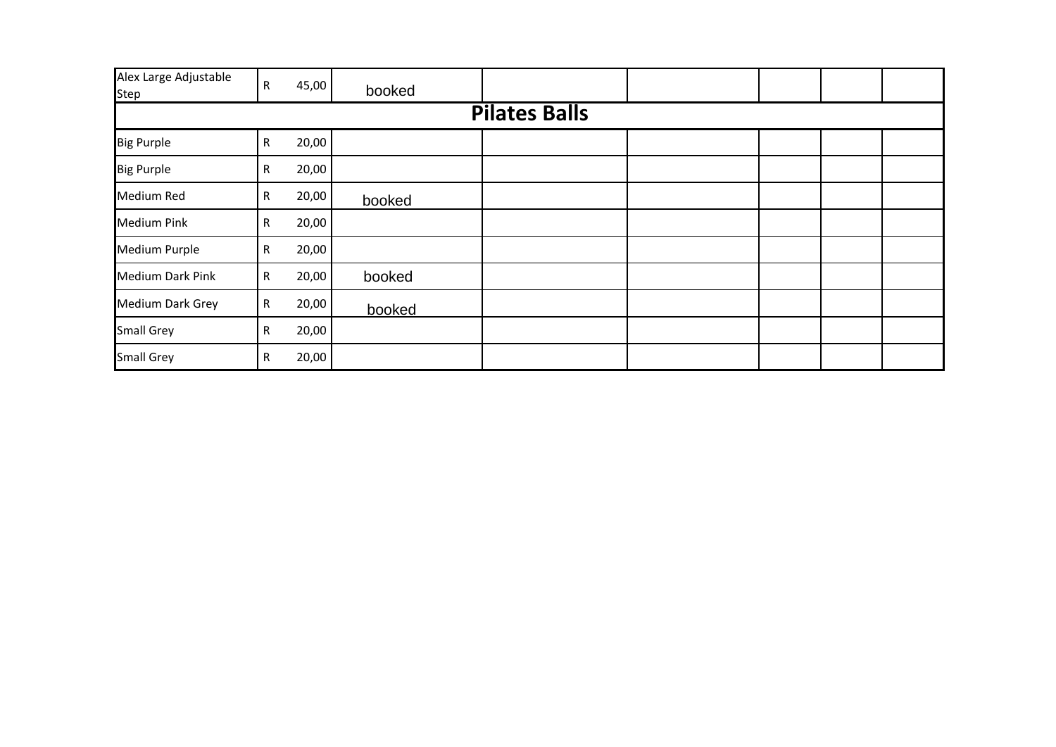| | | | | | | | | |
|---|---|---|---|---|---|---|---|---|
| Alex Large Adjustable Step | R | 45,00 | booked | | | | | |
| **Pilates Balls** | | | | | | | | |
| Big Purple | R | 20,00 | | | | | | |
| Big Purple | R | 20,00 | | | | | | |
| Medium Red | R | 20,00 | booked | | | | | |
| Medium Pink | R | 20,00 | | | | | | |
| Medium Purple | R | 20,00 | | | | | | |
| Medium Dark Pink | R | 20,00 | booked | | | | | |
| Medium Dark Grey | R | 20,00 | booked | | | | | |
| Small Grey | R | 20,00 | | | | | | |
| Small Grey | R | 20,00 | | | | | | |